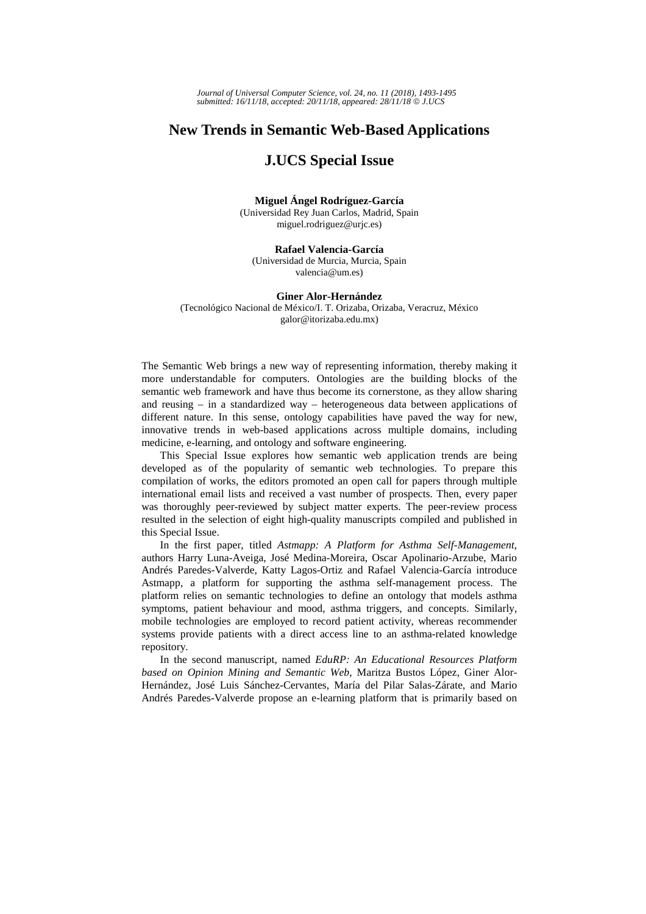# New Trends in Semantic Web-Based Applications

## J.UCS Special Issue

**Miguel Ángel Rodríguez-García**
(Universidad Rey Juan Carlos, Madrid, Spain
miguel.rodriguez@urjc.es)

**Rafael Valencia-García**
(Universidad de Murcia, Murcia, Spain
valencia@um.es)

**Giner Alor-Hernández**
(Tecnológico Nacional de México/I. T. Orizaba, Orizaba, Veracruz, México
galor@itorizaba.edu.mx)

The Semantic Web brings a new way of representing information, thereby making it more understandable for computers. Ontologies are the building blocks of the semantic web framework and have thus become its cornerstone, as they allow sharing and reusing – in a standardized way – heterogeneous data between applications of different nature. In this sense, ontology capabilities have paved the way for new, innovative trends in web-based applications across multiple domains, including medicine, e-learning, and ontology and software engineering.

This Special Issue explores how semantic web application trends are being developed as of the popularity of semantic web technologies. To prepare this compilation of works, the editors promoted an open call for papers through multiple international email lists and received a vast number of prospects. Then, every paper was thoroughly peer-reviewed by subject matter experts. The peer-review process resulted in the selection of eight high-quality manuscripts compiled and published in this Special Issue.

In the first paper, titled *Astmapp: A Platform for Asthma Self-Management*, authors Harry Luna-Aveiga, José Medina-Moreira, Oscar Apolinario-Arzube, Mario Andrés Paredes-Valverde, Katty Lagos-Ortiz and Rafael Valencia-García introduce Astmapp, a platform for supporting the asthma self-management process. The platform relies on semantic technologies to define an ontology that models asthma symptoms, patient behaviour and mood, asthma triggers, and concepts. Similarly, mobile technologies are employed to record patient activity, whereas recommender systems provide patients with a direct access line to an asthma-related knowledge repository.

In the second manuscript, named *EduRP: An Educational Resources Platform based on Opinion Mining and Semantic Web*, Maritza Bustos López, Giner Alor-Hernández, José Luis Sánchez-Cervantes, María del Pilar Salas-Zárate, and Mario Andrés Paredes-Valverde propose an e-learning platform that is primarily based on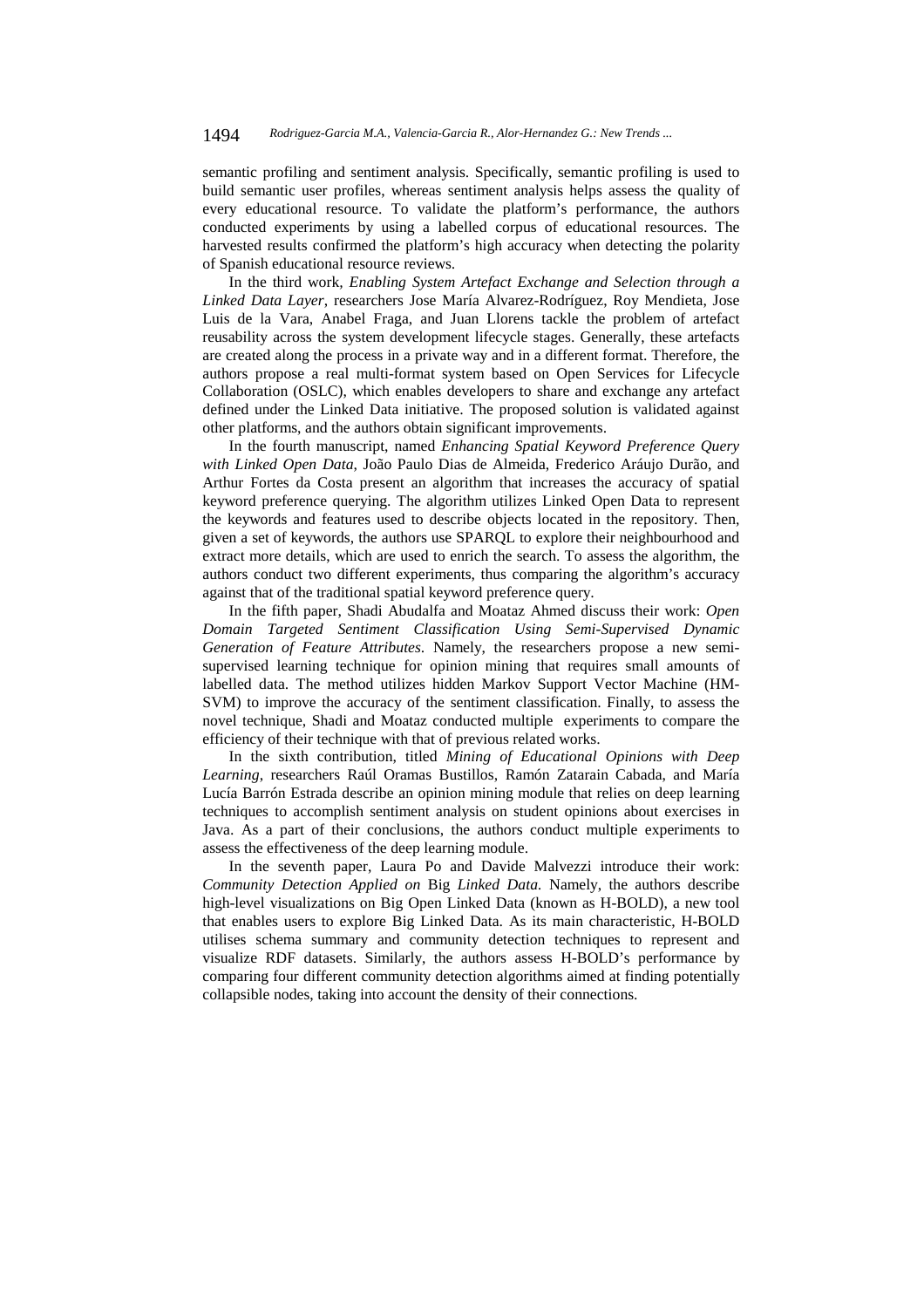semantic profiling and sentiment analysis. Specifically, semantic profiling is used to build semantic user profiles, whereas sentiment analysis helps assess the quality of every educational resource. To validate the platform's performance, the authors conducted experiments by using a labelled corpus of educational resources. The harvested results confirmed the platform's high accuracy when detecting the polarity of Spanish educational resource reviews.

In the third work, *Enabling System Artefact Exchange and Selection through a Linked Data Layer*, researchers Jose María Alvarez-Rodríguez, Roy Mendieta, Jose Luis de la Vara, Anabel Fraga, and Juan Llorens tackle the problem of artefact reusability across the system development lifecycle stages. Generally, these artefacts are created along the process in a private way and in a different format. Therefore, the authors propose a real multi-format system based on Open Services for Lifecycle Collaboration (OSLC), which enables developers to share and exchange any artefact defined under the Linked Data initiative. The proposed solution is validated against other platforms, and the authors obtain significant improvements.

In the fourth manuscript, named *Enhancing Spatial Keyword Preference Query with Linked Open Data*, João Paulo Dias de Almeida, Frederico Aráujo Durão, and Arthur Fortes da Costa present an algorithm that increases the accuracy of spatial keyword preference querying. The algorithm utilizes Linked Open Data to represent the keywords and features used to describe objects located in the repository. Then, given a set of keywords, the authors use SPARQL to explore their neighbourhood and extract more details, which are used to enrich the search. To assess the algorithm, the authors conduct two different experiments, thus comparing the algorithm's accuracy against that of the traditional spatial keyword preference query.

In the fifth paper, Shadi Abudalfa and Moataz Ahmed discuss their work: *Open Domain Targeted Sentiment Classification Using Semi-Supervised Dynamic Generation of Feature Attributes*. Namely, the researchers propose a new semi-supervised learning technique for opinion mining that requires small amounts of labelled data. The method utilizes hidden Markov Support Vector Machine (HM-SVM) to improve the accuracy of the sentiment classification. Finally, to assess the novel technique, Shadi and Moataz conducted multiple experiments to compare the efficiency of their technique with that of previous related works.

In the sixth contribution, titled *Mining of Educational Opinions with Deep Learning*, researchers Raúl Oramas Bustillos, Ramón Zatarain Cabada, and María Lucía Barrón Estrada describe an opinion mining module that relies on deep learning techniques to accomplish sentiment analysis on student opinions about exercises in Java. As a part of their conclusions, the authors conduct multiple experiments to assess the effectiveness of the deep learning module.

In the seventh paper, Laura Po and Davide Malvezzi introduce their work: *Community Detection Applied on* Big *Linked Data.* Namely, the authors describe high-level visualizations on Big Open Linked Data (known as H-BOLD), a new tool that enables users to explore Big Linked Data. As its main characteristic, H-BOLD utilises schema summary and community detection techniques to represent and visualize RDF datasets. Similarly, the authors assess H-BOLD's performance by comparing four different community detection algorithms aimed at finding potentially collapsible nodes, taking into account the density of their connections.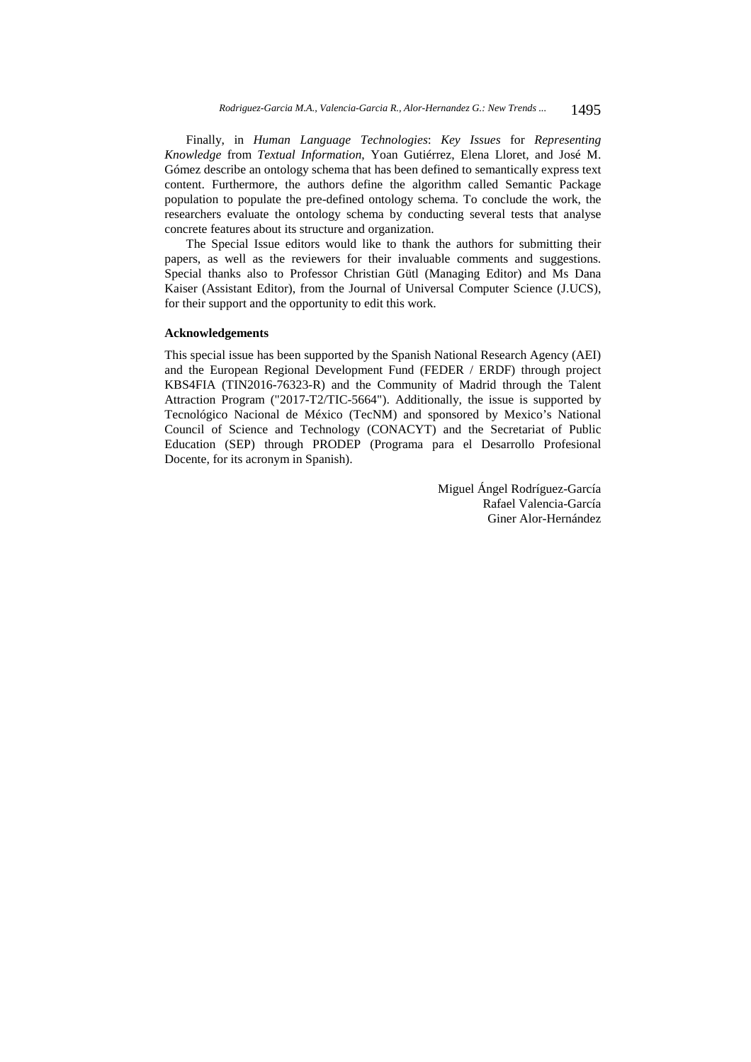Finally, in *Human Language Technologies*: *Key Issues* for *Representing Knowledge* from *Textual Information*, Yoan Gutiérrez, Elena Lloret, and José M. Gómez describe an ontology schema that has been defined to semantically express text content. Furthermore, the authors define the algorithm called Semantic Package population to populate the pre-defined ontology schema. To conclude the work, the researchers evaluate the ontology schema by conducting several tests that analyse concrete features about its structure and organization.

The Special Issue editors would like to thank the authors for submitting their papers, as well as the reviewers for their invaluable comments and suggestions. Special thanks also to Professor Christian Gütl (Managing Editor) and Ms Dana Kaiser (Assistant Editor), from the Journal of Universal Computer Science (J.UCS), for their support and the opportunity to edit this work.

**Acknowledgements**

This special issue has been supported by the Spanish National Research Agency (AEI) and the European Regional Development Fund (FEDER / ERDF) through project KBS4FIA (TIN2016-76323-R) and the Community of Madrid through the Talent Attraction Program ("2017-T2/TIC-5664"). Additionally, the issue is supported by Tecnológico Nacional de México (TecNM) and sponsored by Mexico's National Council of Science and Technology (CONACYT) and the Secretariat of Public Education (SEP) through PRODEP (Programa para el Desarrollo Profesional Docente, for its acronym in Spanish).

Miguel Ángel Rodríguez-García
Rafael Valencia-García
Giner Alor-Hernández